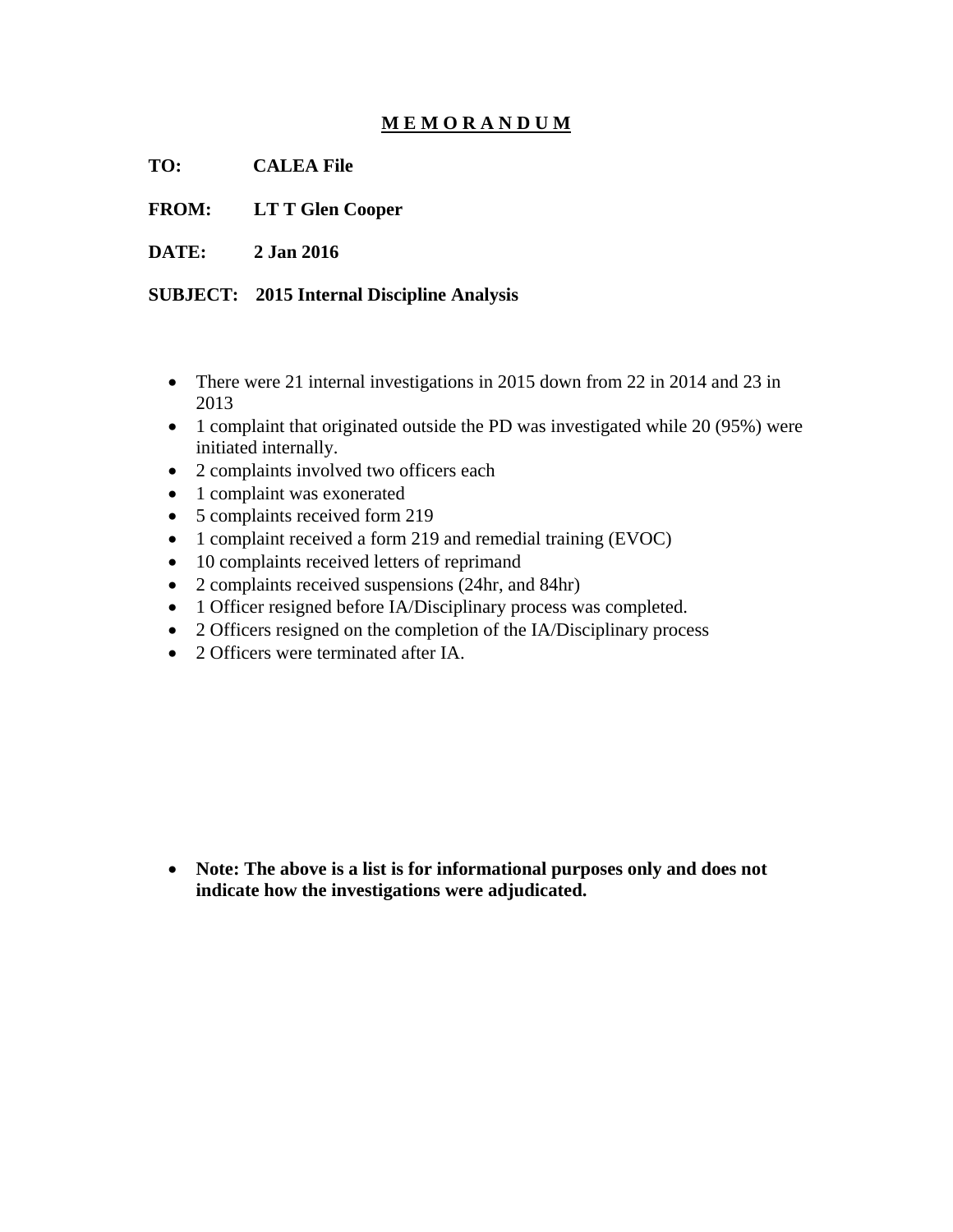# M E M O R A N D U M

**TO:** **CALEA File**

**FROM:** **LT T Glen Cooper**

**DATE:** **2 Jan 2016**

**SUBJECT:** **2015 Internal Discipline Analysis**

- There were 21 internal investigations in 2015 down from 22 in 2014 and 23 in 2013
- 1 complaint that originated outside the PD was investigated while 20 (95%) were initiated internally.
- 2 complaints involved two officers each
- 1 complaint was exonerated
- 5 complaints received form 219
- 1 complaint received a form 219 and remedial training (EVOC)
- 10 complaints received letters of reprimand
- 2 complaints received suspensions (24hr, and 84hr)
- 1 Officer resigned before IA/Disciplinary process was completed.
- 2 Officers resigned on the completion of the IA/Disciplinary process
- 2 Officers were terminated after IA.

- **Note: The above is a list is for informational purposes only and does not indicate how the investigations were adjudicated.**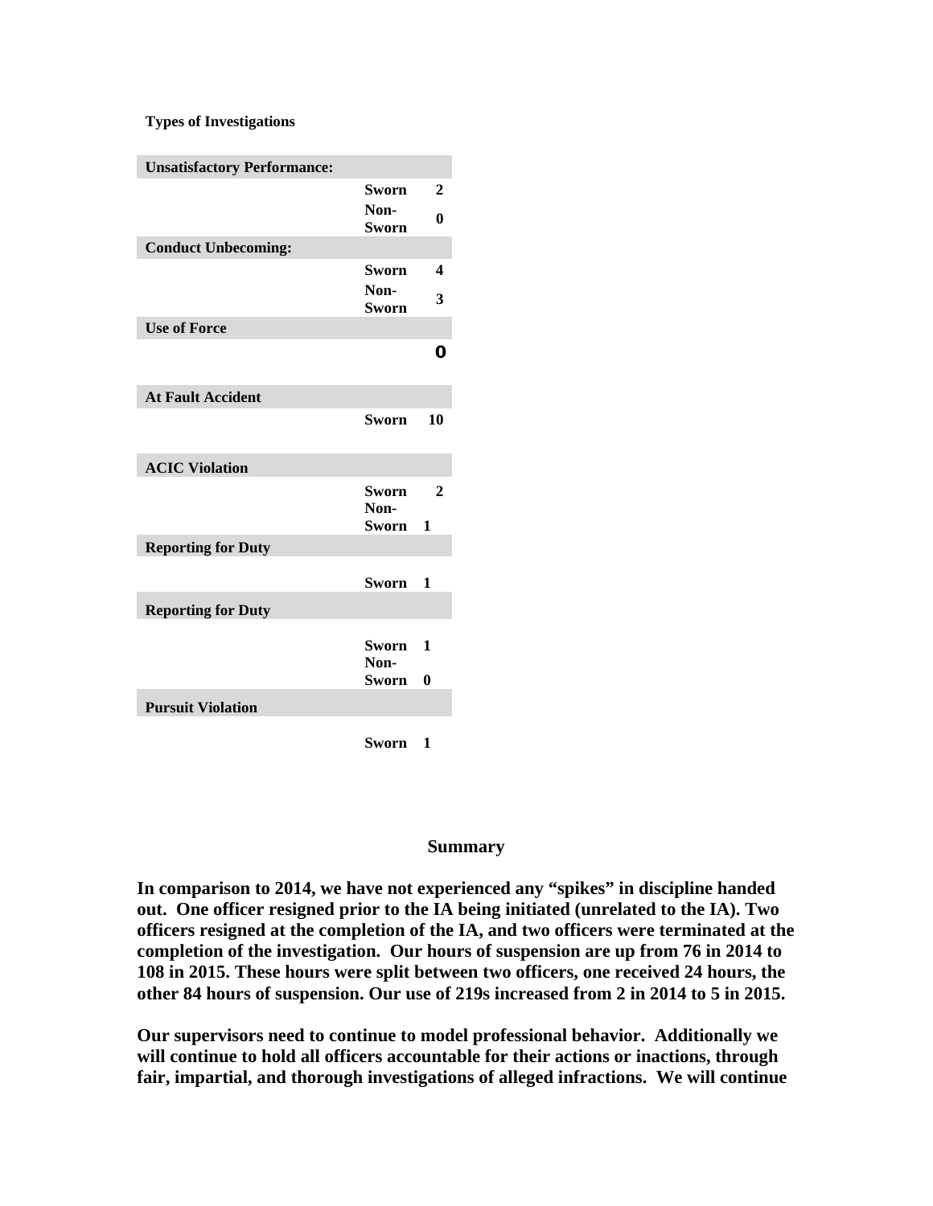**Types of Investigations**

| | | |
|---|---|---|
| **Unsatisfactory Performance:** | | |
| | **Sworn** | **2** |
| | **Non-Sworn** | **0** |
| **Conduct Unbecoming:** | | |
| | **Sworn** | **4** |
| | **Non-Sworn** | **3** |
| **Use of Force** | | |
| | | **0** |
| **At Fault Accident** | | |
| | **Sworn** | **10** |
| **ACIC Violation** | | |
| | **Sworn** | **2** |
| | **Non-Sworn** | **1** |
| **Reporting for Duty** | | |
| | **Sworn** | **1** |
| **Reporting for Duty** | | |
| | **Sworn** | **1** |
| | **Non-Sworn** | **0** |
| **Pursuit Violation** | | |
| | **Sworn** | **1** |

**Summary**

**In comparison to 2014, we have not experienced any "spikes" in discipline handed out. One officer resigned prior to the IA being initiated (unrelated to the IA). Two officers resigned at the completion of the IA, and two officers were terminated at the completion of the investigation. Our hours of suspension are up from 76 in 2014 to 108 in 2015. These hours were split between two officers, one received 24 hours, the other 84 hours of suspension. Our use of 219s increased from 2 in 2014 to 5 in 2015.**

**Our supervisors need to continue to model professional behavior. Additionally we will continue to hold all officers accountable for their actions or inactions, through fair, impartial, and thorough investigations of alleged infractions. We will continue**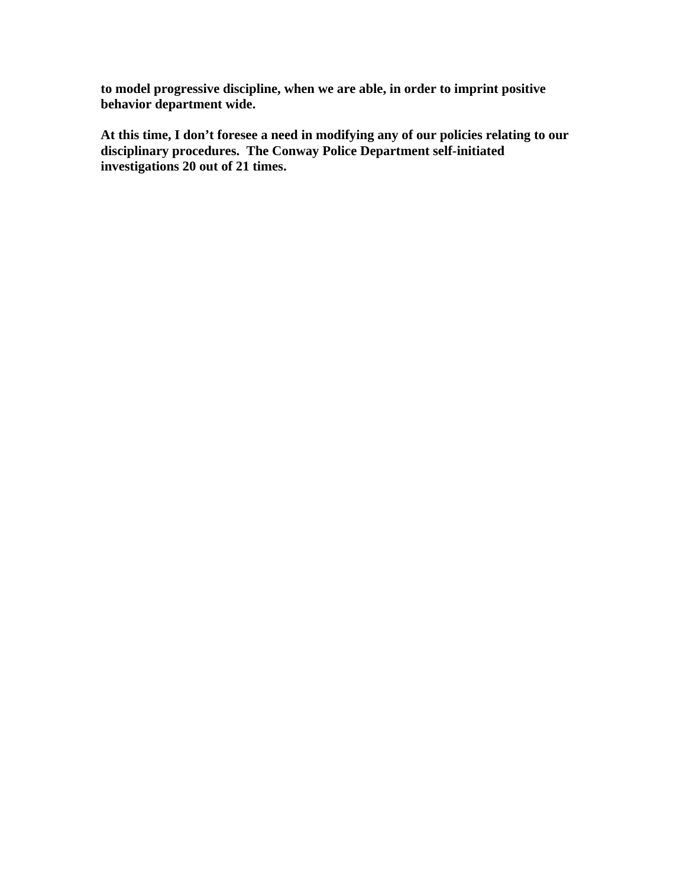**to model progressive discipline, when we are able, in order to imprint positive behavior department wide.**

**At this time, I don't foresee a need in modifying any of our policies relating to our disciplinary procedures. The Conway Police Department self-initiated investigations 20 out of 21 times.**